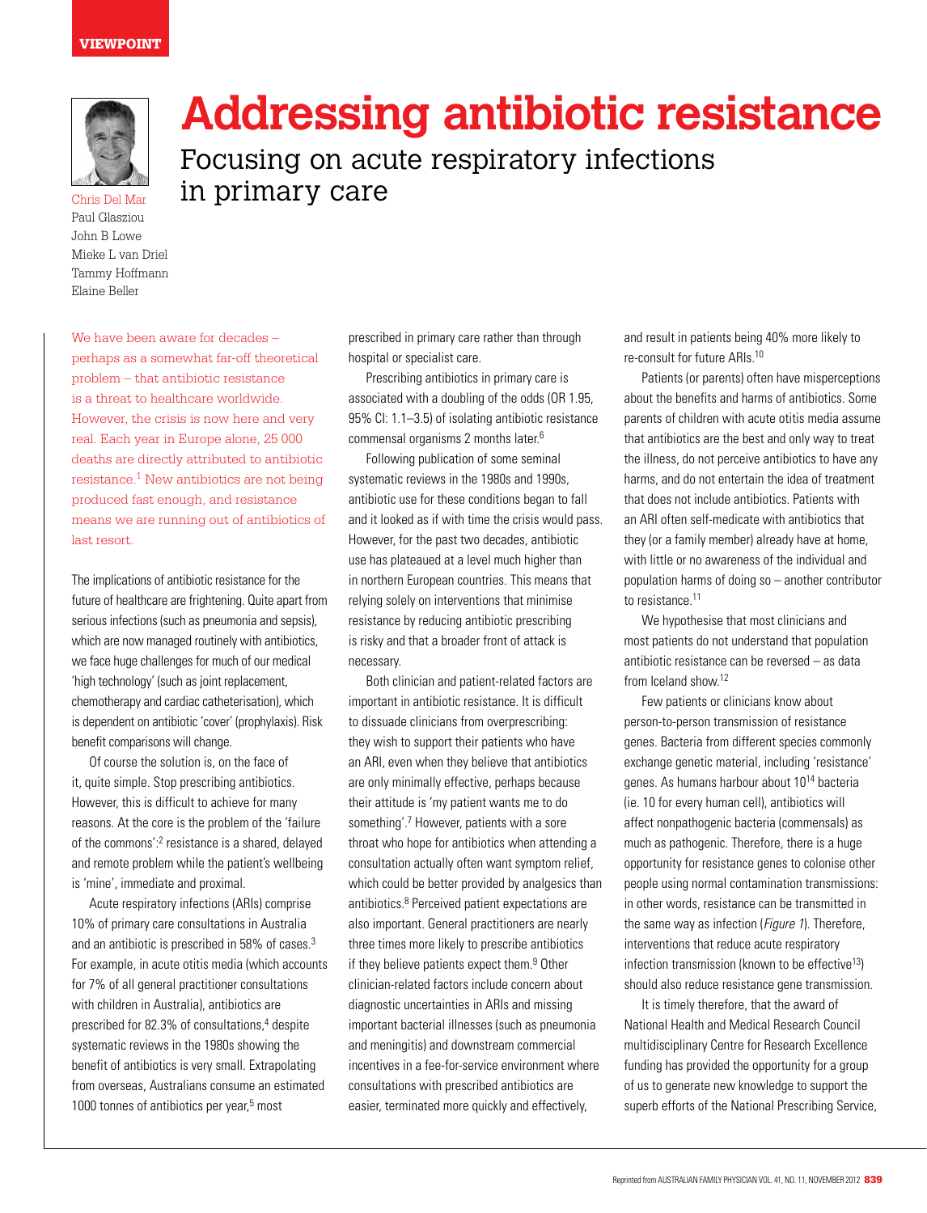VIEWPOINT

# Addressing antibiotic resistance

## Focusing on acute respiratory infections in primary care

Chris Del Mar
Paul Glasziou
John B Lowe
Mieke L van Driel
Tammy Hoffmann
Elaine Beller

We have been aware for decades – perhaps as a somewhat far-off theoretical problem – that antibiotic resistance is a threat to healthcare worldwide. However, the crisis is now here and very real. Each year in Europe alone, 25 000 deaths are directly attributed to antibiotic resistance.[1] New antibiotics are not being produced fast enough, and resistance means we are running out of antibiotics of last resort.

The implications of antibiotic resistance for the future of healthcare are frightening. Quite apart from serious infections (such as pneumonia and sepsis), which are now managed routinely with antibiotics, we face huge challenges for much of our medical 'high technology' (such as joint replacement, chemotherapy and cardiac catheterisation), which is dependent on antibiotic 'cover' (prophylaxis). Risk benefit comparisons will change.

Of course the solution is, on the face of it, quite simple. Stop prescribing antibiotics. However, this is difficult to achieve for many reasons. At the core is the problem of the 'failure of the commons':[2] resistance is a shared, delayed and remote problem while the patient's wellbeing is 'mine', immediate and proximal.

Acute respiratory infections (ARIs) comprise 10% of primary care consultations in Australia and an antibiotic is prescribed in 58% of cases.[3] For example, in acute otitis media (which accounts for 7% of all general practitioner consultations with children in Australia), antibiotics are prescribed for 82.3% of consultations,[4] despite systematic reviews in the 1980s showing the benefit of antibiotics is very small. Extrapolating from overseas, Australians consume an estimated 1000 tonnes of antibiotics per year,[5] most prescribed in primary care rather than through hospital or specialist care.

Prescribing antibiotics in primary care is associated with a doubling of the odds (OR 1.95, 95% CI: 1.1–3.5) of isolating antibiotic resistance commensal organisms 2 months later.[6]

Following publication of some seminal systematic reviews in the 1980s and 1990s, antibiotic use for these conditions began to fall and it looked as if with time the crisis would pass. However, for the past two decades, antibiotic use has plateaued at a level much higher than in northern European countries. This means that relying solely on interventions that minimise resistance by reducing antibiotic prescribing is risky and that a broader front of attack is necessary.

Both clinician and patient-related factors are important in antibiotic resistance. It is difficult to dissuade clinicians from overprescribing: they wish to support their patients who have an ARI, even when they believe that antibiotics are only minimally effective, perhaps because their attitude is 'my patient wants me to do something'.[7] However, patients with a sore throat who hope for antibiotics when attending a consultation actually often want symptom relief, which could be better provided by analgesics than antibiotics.[8] Perceived patient expectations are also important. General practitioners are nearly three times more likely to prescribe antibiotics if they believe patients expect them.[9] Other clinician-related factors include concern about diagnostic uncertainties in ARIs and missing important bacterial illnesses (such as pneumonia and meningitis) and downstream commercial incentives in a fee-for-service environment where consultations with prescribed antibiotics are easier, terminated more quickly and effectively, and result in patients being 40% more likely to re-consult for future ARIs.[10]

Patients (or parents) often have misperceptions about the benefits and harms of antibiotics. Some parents of children with acute otitis media assume that antibiotics are the best and only way to treat the illness, do not perceive antibiotics to have any harms, and do not entertain the idea of treatment that does not include antibiotics. Patients with an ARI often self-medicate with antibiotics that they (or a family member) already have at home, with little or no awareness of the individual and population harms of doing so – another contributor to resistance.[11]

We hypothesise that most clinicians and most patients do not understand that population antibiotic resistance can be reversed – as data from Iceland show.[12]

Few patients or clinicians know about person-to-person transmission of resistance genes. Bacteria from different species commonly exchange genetic material, including 'resistance' genes. As humans harbour about $10^{14}$ bacteria (ie. 10 for every human cell), antibiotics will affect nonpathogenic bacteria (commensals) as much as pathogenic. Therefore, there is a huge opportunity for resistance genes to colonise other people using normal contamination transmissions: in other words, resistance can be transmitted in the same way as infection (*Figure 1*). Therefore, interventions that reduce acute respiratory infection transmission (known to be effective[13]) should also reduce resistance gene transmission.

It is timely therefore, that the award of National Health and Medical Research Council multidisciplinary Centre for Research Excellence funding has provided the opportunity for a group of us to generate new knowledge to support the superb efforts of the National Prescribing Service,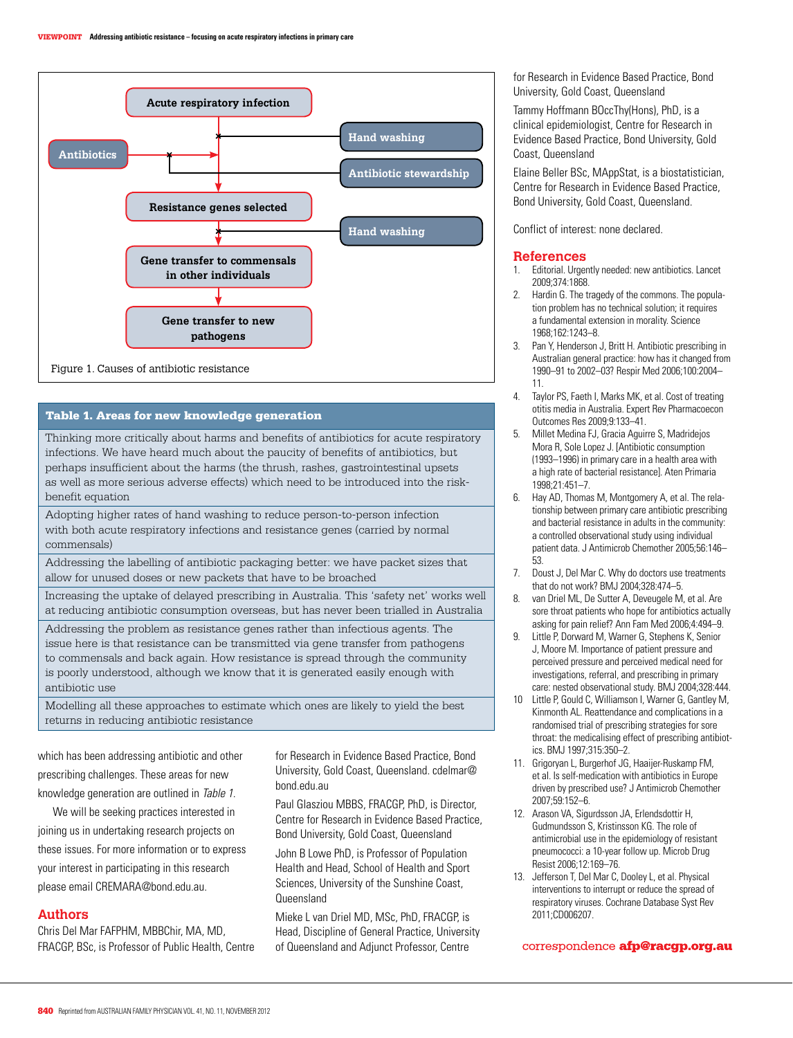Acute respiratory infection

Antibiotics

Hand washing

Antibiotic stewardship

Resistance genes selected

Hand washing

Gene transfer to commensals in other individuals

Gene transfer to new pathogens

Figure 1. Causes of antibiotic resistance

**Table 1. Areas for new knowledge generation**

| |
|---|
| Thinking more critically about harms and benefits of antibiotics for acute respiratory infections. We have heard much about the paucity of benefits of antibiotics, but perhaps insufficient about the harms (the thrush, rashes, gastrointestinal upsets as well as more serious adverse effects) which need to be introduced into the risk-benefit equation |
| Adopting higher rates of hand washing to reduce person-to-person infection with both acute respiratory infections and resistance genes (carried by normal commensals) |
| Addressing the labelling of antibiotic packaging better: we have packet sizes that allow for unused doses or new packets that have to be broached |
| Increasing the uptake of delayed prescribing in Australia. This 'safety net' works well at reducing antibiotic consumption overseas, but has never been trialled in Australia |
| Addressing the problem as resistance genes rather than infectious agents. The issue here is that resistance can be transmitted via gene transfer from pathogens to commensals and back again. How resistance is spread through the community is poorly understood, although we know that it is generated easily enough with antibiotic use |
| Modelling all these approaches to estimate which ones are likely to yield the best returns in reducing antibiotic resistance |

which has been addressing antibiotic and other prescribing challenges. These areas for new knowledge generation are outlined in *Table 1*.

We will be seeking practices interested in joining us in undertaking research projects on these issues. For more information or to express your interest in participating in this research please email CREMARA@bond.edu.au.

## Authors

Chris Del Mar FAFPHM, MBBChir, MA, MD, FRACGP, BSc, is Professor of Public Health, Centre for Research in Evidence Based Practice, Bond University, Gold Coast, Queensland. cdelmar@bond.edu.au

Paul Glasziou MBBS, FRACGP, PhD, is Director, Centre for Research in Evidence Based Practice, Bond University, Gold Coast, Queensland

John B Lowe PhD, is Professor of Population Health and Head, School of Health and Sport Sciences, University of the Sunshine Coast, Queensland

Mieke L van Driel MD, MSc, PhD, FRACGP, is Head, Discipline of General Practice, University of Queensland and Adjunct Professor, Centre for Research in Evidence Based Practice, Bond University, Gold Coast, Queensland

Tammy Hoffmann BOccThy(Hons), PhD, is a clinical epidemiologist, Centre for Research in Evidence Based Practice, Bond University, Gold Coast, Queensland

Elaine Beller BSc, MAppStat, is a biostatistician, Centre for Research in Evidence Based Practice, Bond University, Gold Coast, Queensland.

Conflict of interest: none declared.

## References

1. Editorial. Urgently needed: new antibiotics. Lancet 2009;374:1868.
2. Hardin G. The tragedy of the commons. The population problem has no technical solution; it requires a fundamental extension in morality. Science 1968;162:1243–8.
3. Pan Y, Henderson J, Britt H. Antibiotic prescribing in Australian general practice: how has it changed from 1990–91 to 2002–03? Respir Med 2006;100:2004–11.
4. Taylor PS, Faeth I, Marks MK, et al. Cost of treating otitis media in Australia. Expert Rev Pharmacoecon Outcomes Res 2009;9:133–41.
5. Millet Medina FJ, Gracia Aguirre S, Madridejos Mora R, Sole Lopez J. [Antibiotic consumption (1993–1996) in primary care in a health area with a high rate of bacterial resistance]. Aten Primaria 1998;21:451–7.
6. Hay AD, Thomas M, Montgomery A, et al. The relationship between primary care antibiotic prescribing and bacterial resistance in adults in the community: a controlled observational study using individual patient data. J Antimicrob Chemother 2005;56:146–53.
7. Doust J, Del Mar C. Why do doctors use treatments that do not work? BMJ 2004;328:474–5.
8. van Driel ML, De Sutter A, Deveugele M, et al. Are sore throat patients who hope for antibiotics actually asking for pain relief? Ann Fam Med 2006;4:494–9.
9. Little P, Dorward M, Warner G, Stephens K, Senior J, Moore M. Importance of patient pressure and perceived pressure and perceived medical need for investigations, referral, and prescribing in primary care: nested observational study. BMJ 2004;328:444.
10. Little P, Gould C, Williamson I, Warner G, Gantley M, Kinmonth AL. Reattendance and complications in a randomised trial of prescribing strategies for sore throat: the medicalising effect of prescribing antibiotics. BMJ 1997;315:350–2.
11. Grigoryan L, Burgerhof JG, Haaijer-Ruskamp FM, et al. Is self-medication with antibiotics in Europe driven by prescribed use? J Antimicrob Chemother 2007;59:152–6.
12. Arason VA, Sigurdsson JA, Erlendsdottir H, Gudmundsson S, Kristinsson KG. The role of antimicrobial use in the epidemiology of resistant pneumococci: a 10-year follow up. Microb Drug Resist 2006;12:169–76.
13. Jefferson T, Del Mar C, Dooley L, et al. Physical interventions to interrupt or reduce the spread of respiratory viruses. Cochrane Database Syst Rev 2011;CD006207.

correspondence **afp@racgp.org.au**